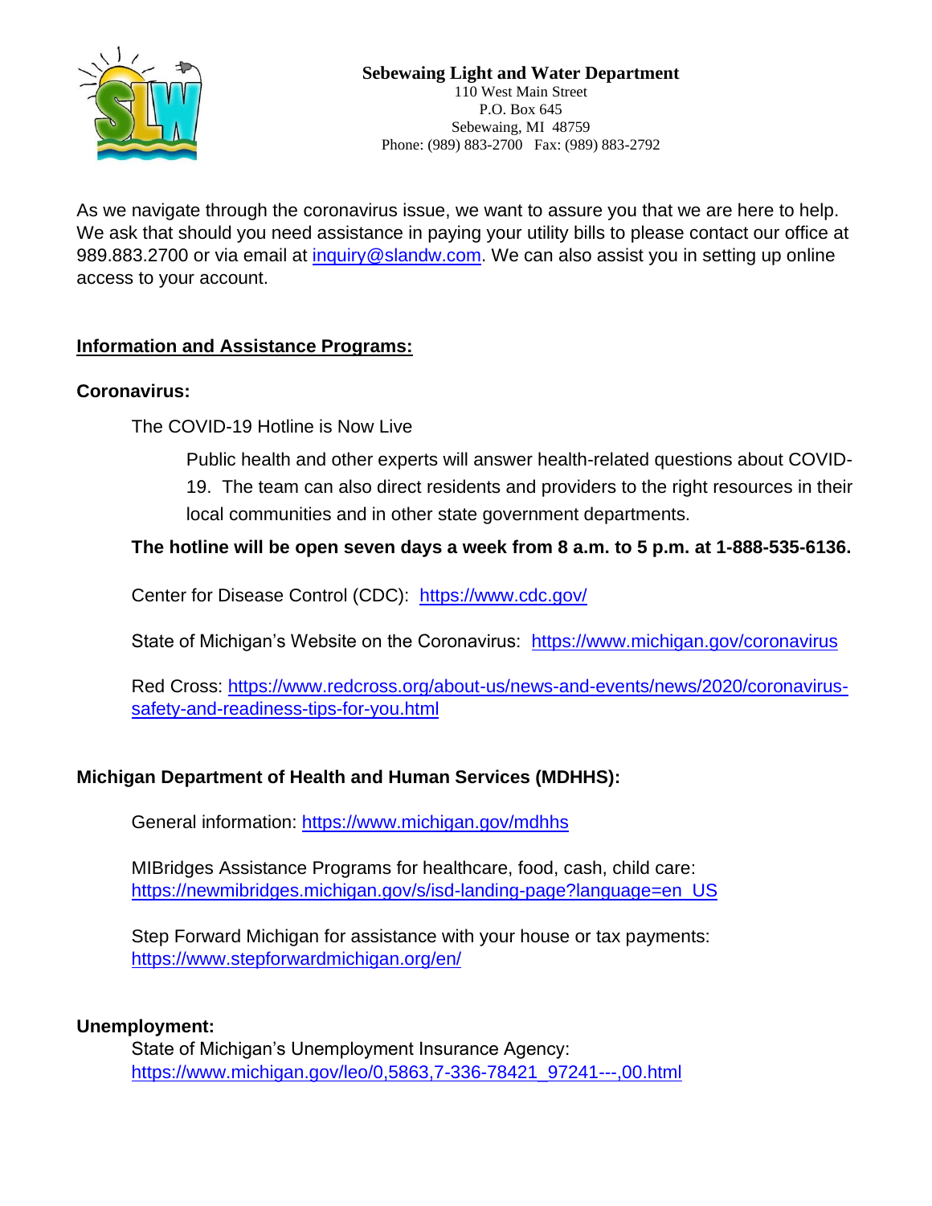**Sebewaing Light and Water Department**
110 West Main Street
P.O. Box 645
Sebewaing, MI 48759
Phone: (989) 883-2700 Fax: (989) 883-2792

As we navigate through the coronavirus issue, we want to assure you that we are here to help. We ask that should you need assistance in paying your utility bills to please contact our office at 989.883.2700 or via email at inquiry@slandw.com. We can also assist you in setting up online access to your account.

## Information and Assistance Programs:

### Coronavirus:

The COVID-19 Hotline is Now Live

Public health and other experts will answer health-related questions about COVID-19. The team can also direct residents and providers to the right resources in their local communities and in other state government departments.

**The hotline will be open seven days a week from 8 a.m. to 5 p.m. at 1-888-535-6136.**

Center for Disease Control (CDC): https://www.cdc.gov/

State of Michigan's Website on the Coronavirus: https://www.michigan.gov/coronavirus

Red Cross: https://www.redcross.org/about-us/news-and-events/news/2020/coronavirus-safety-and-readiness-tips-for-you.html

### Michigan Department of Health and Human Services (MDHHS):

General information: https://www.michigan.gov/mdhhs

MIBridges Assistance Programs for healthcare, food, cash, child care:
https://newmibridges.michigan.gov/s/isd-landing-page?language=en_US

Step Forward Michigan for assistance with your house or tax payments:
https://www.stepforwardmichigan.org/en/

### Unemployment:

State of Michigan's Unemployment Insurance Agency:
https://www.michigan.gov/leo/0,5863,7-336-78421_97241---,00.html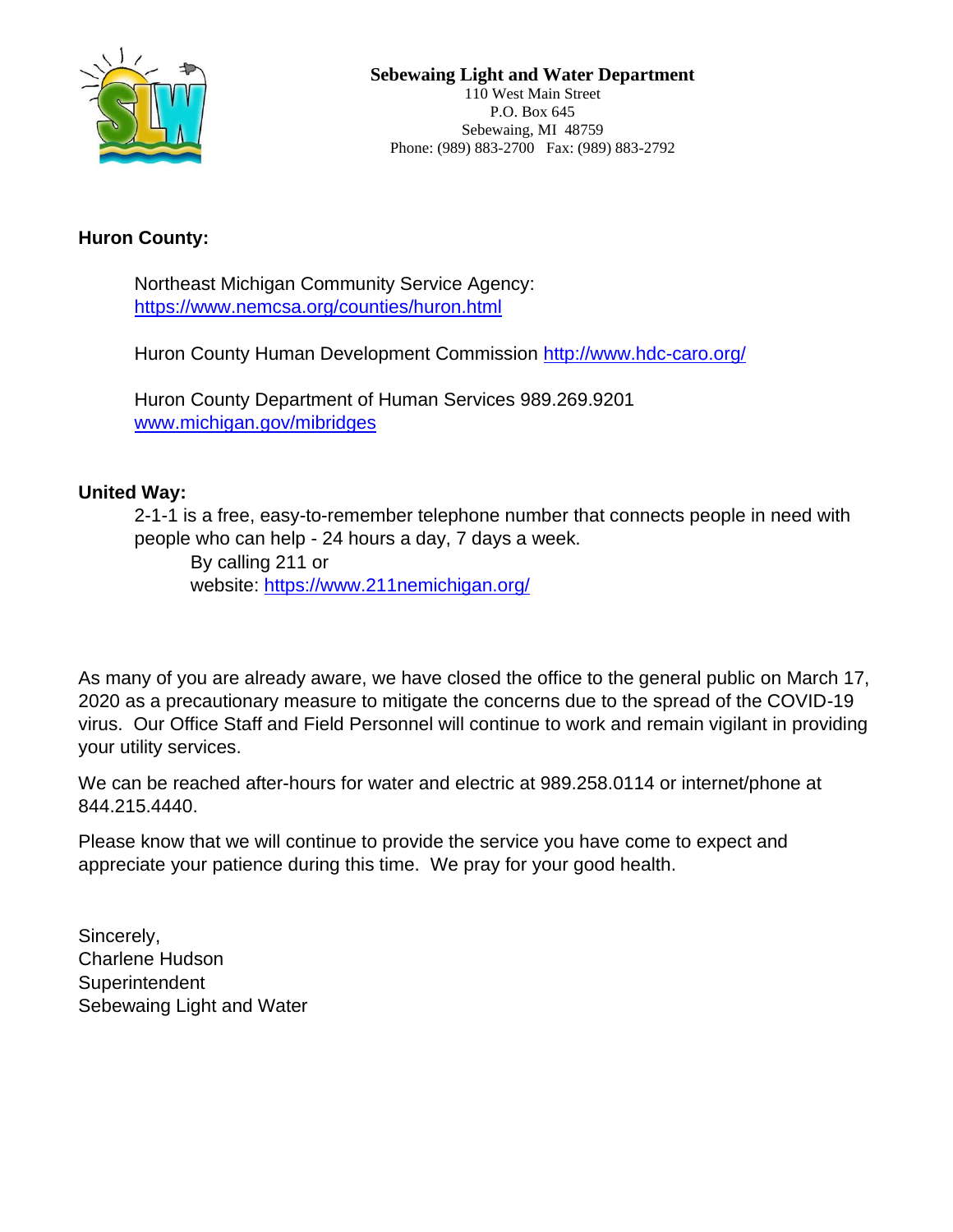**Sebewaing Light and Water Department**
110 West Main Street
P.O. Box 645
Sebewaing, MI 48759
Phone: (989) 883-2700 Fax: (989) 883-2792

**Huron County:**

Northeast Michigan Community Service Agency:
https://www.nemcsa.org/counties/huron.html

Huron County Human Development Commission http://www.hdc-caro.org/

Huron County Department of Human Services 989.269.9201
www.michigan.gov/mibridges

**United Way:**

2-1-1 is a free, easy-to-remember telephone number that connects people in need with people who can help - 24 hours a day, 7 days a week.

By calling 211 or
website: https://www.211nemichigan.org/

As many of you are already aware, we have closed the office to the general public on March 17, 2020 as a precautionary measure to mitigate the concerns due to the spread of the COVID-19 virus. Our Office Staff and Field Personnel will continue to work and remain vigilant in providing your utility services.

We can be reached after-hours for water and electric at 989.258.0114 or internet/phone at 844.215.4440.

Please know that we will continue to provide the service you have come to expect and appreciate your patience during this time. We pray for your good health.

Sincerely,
Charlene Hudson
Superintendent
Sebewaing Light and Water